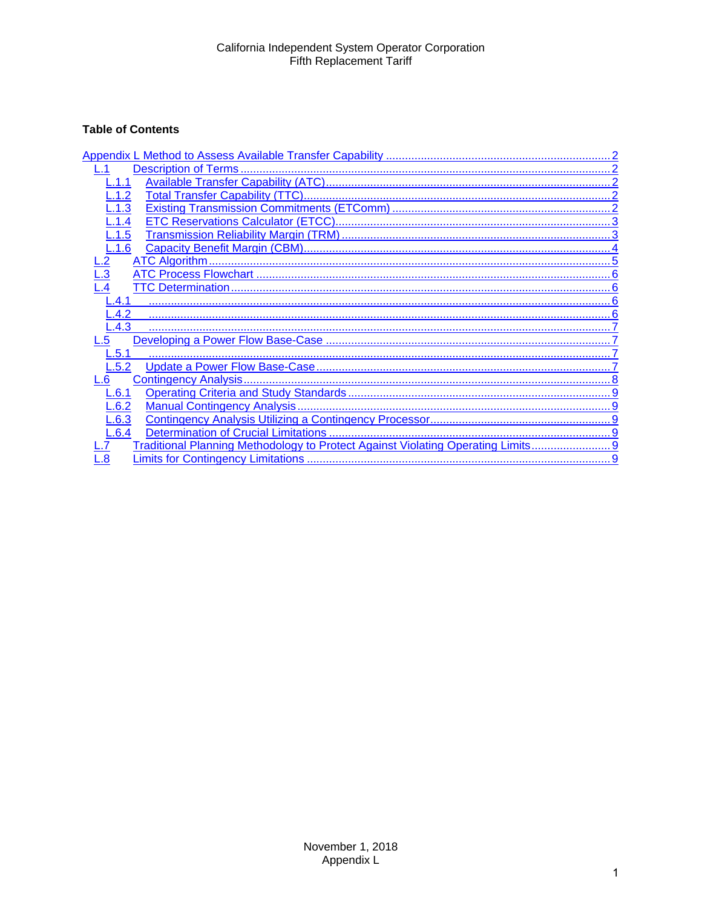California Independent System Operator Corporation
Fifth Replacement Tariff

**Table of Contents**

Appendix L Method to Assess Available Transfer Capability .......... 2
- L.1 Description of Terms .......... 2
  - L.1.1 Available Transfer Capability (ATC) .......... 2
  - L.1.2 Total Transfer Capability (TTC) .......... 2
  - L.1.3 Existing Transmission Commitments (ETComm) .......... 2
  - L.1.4 ETC Reservations Calculator (ETCC) .......... 3
  - L.1.5 Transmission Reliability Margin (TRM) .......... 3
  - L.1.6 Capacity Benefit Margin (CBM) .......... 4
- L.2 ATC Algorithm .......... 5
- L.3 ATC Process Flowchart .......... 6
- L.4 TTC Determination .......... 6
  - L.4.1 .......... 6
  - L.4.2 .......... 6
  - L.4.3 .......... 7
- L.5 Developing a Power Flow Base-Case .......... 7
  - L.5.1 .......... 7
  - L.5.2 Update a Power Flow Base-Case .......... 7
- L.6 Contingency Analysis .......... 8
  - L.6.1 Operating Criteria and Study Standards .......... 9
  - L.6.2 Manual Contingency Analysis .......... 9
  - L.6.3 Contingency Analysis Utilizing a Contingency Processor .......... 9
  - L.6.4 Determination of Crucial Limitations .......... 9
- L.7 Traditional Planning Methodology to Protect Against Violating Operating Limits .......... 9
- L.8 Limits for Contingency Limitations .......... 9

November 1, 2018
Appendix L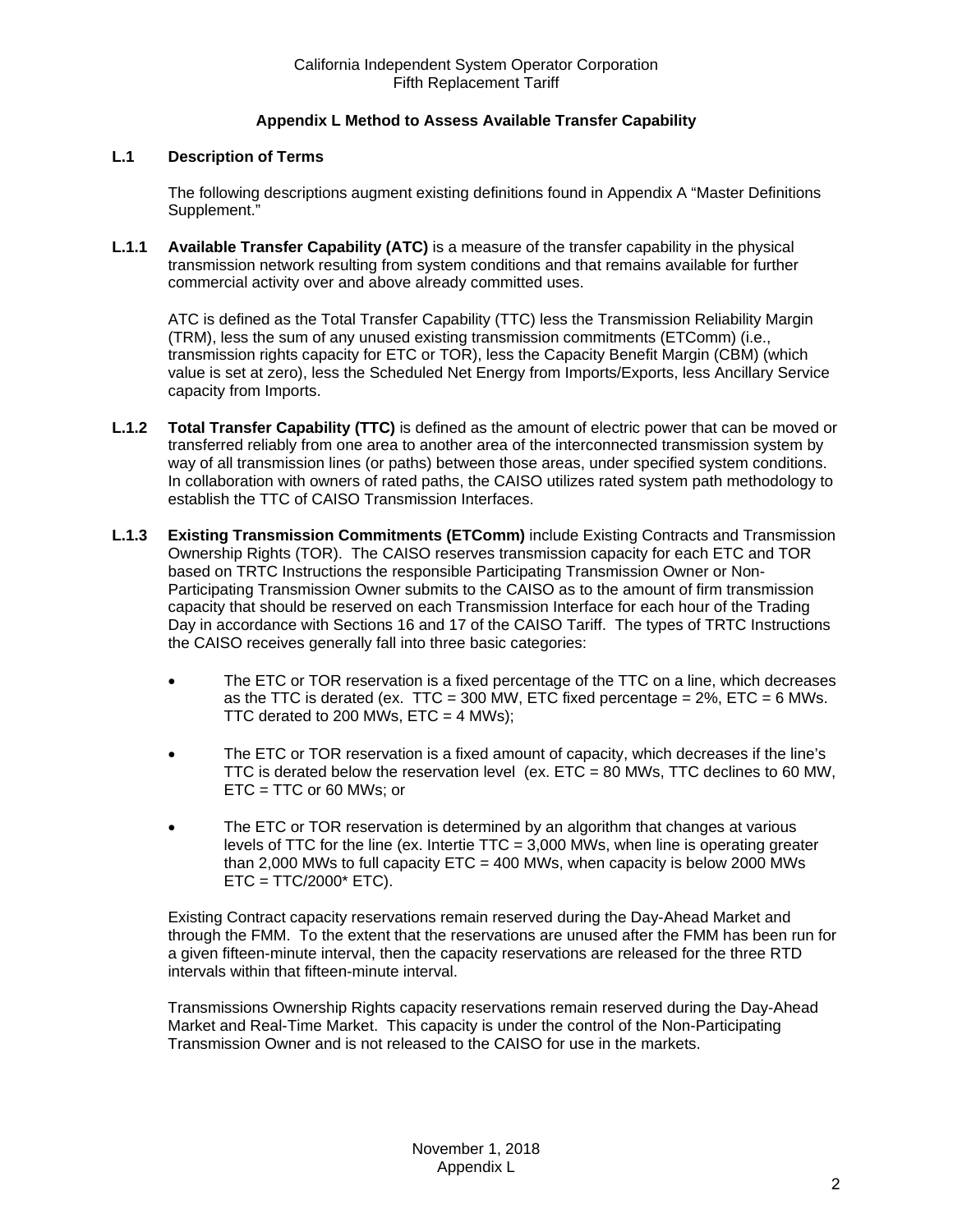## Appendix L Method to Assess Available Transfer Capability

### L.1 Description of Terms

The following descriptions augment existing definitions found in Appendix A "Master Definitions Supplement."

**L.1.1 Available Transfer Capability (ATC)** is a measure of the transfer capability in the physical transmission network resulting from system conditions and that remains available for further commercial activity over and above already committed uses.

ATC is defined as the Total Transfer Capability (TTC) less the Transmission Reliability Margin (TRM), less the sum of any unused existing transmission commitments (ETComm) (i.e., transmission rights capacity for ETC or TOR), less the Capacity Benefit Margin (CBM) (which value is set at zero), less the Scheduled Net Energy from Imports/Exports, less Ancillary Service capacity from Imports.

**L.1.2 Total Transfer Capability (TTC)** is defined as the amount of electric power that can be moved or transferred reliably from one area to another area of the interconnected transmission system by way of all transmission lines (or paths) between those areas, under specified system conditions. In collaboration with owners of rated paths, the CAISO utilizes rated system path methodology to establish the TTC of CAISO Transmission Interfaces.

**L.1.3 Existing Transmission Commitments (ETComm)** include Existing Contracts and Transmission Ownership Rights (TOR). The CAISO reserves transmission capacity for each ETC and TOR based on TRTC Instructions the responsible Participating Transmission Owner or Non-Participating Transmission Owner submits to the CAISO as to the amount of firm transmission capacity that should be reserved on each Transmission Interface for each hour of the Trading Day in accordance with Sections 16 and 17 of the CAISO Tariff. The types of TRTC Instructions the CAISO receives generally fall into three basic categories:

- The ETC or TOR reservation is a fixed percentage of the TTC on a line, which decreases as the TTC is derated (ex. TTC = 300 MW, ETC fixed percentage = 2%, ETC = 6 MWs. TTC derated to 200 MWs, ETC = 4 MWs);
- The ETC or TOR reservation is a fixed amount of capacity, which decreases if the line's TTC is derated below the reservation level (ex. ETC = 80 MWs, TTC declines to 60 MW, ETC = TTC or 60 MWs; or
- The ETC or TOR reservation is determined by an algorithm that changes at various levels of TTC for the line (ex. Intertie TTC = 3,000 MWs, when line is operating greater than 2,000 MWs to full capacity ETC = 400 MWs, when capacity is below 2000 MWs ETC = TTC/2000* ETC).

Existing Contract capacity reservations remain reserved during the Day-Ahead Market and through the FMM. To the extent that the reservations are unused after the FMM has been run for a given fifteen-minute interval, then the capacity reservations are released for the three RTD intervals within that fifteen-minute interval.

Transmissions Ownership Rights capacity reservations remain reserved during the Day-Ahead Market and Real-Time Market. This capacity is under the control of the Non-Participating Transmission Owner and is not released to the CAISO for use in the markets.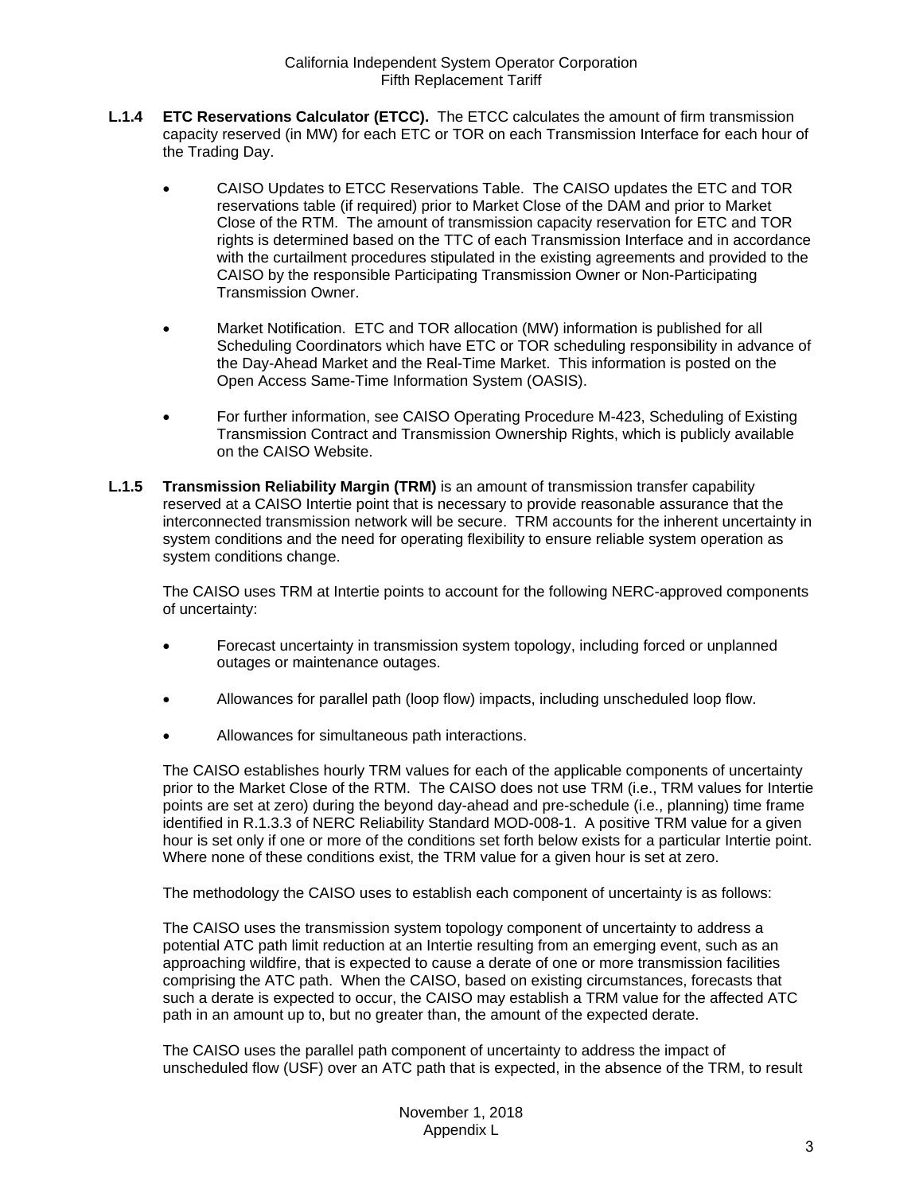**L.1.4 ETC Reservations Calculator (ETCC).** The ETCC calculates the amount of firm transmission capacity reserved (in MW) for each ETC or TOR on each Transmission Interface for each hour of the Trading Day.

- CAISO Updates to ETCC Reservations Table. The CAISO updates the ETC and TOR reservations table (if required) prior to Market Close of the DAM and prior to Market Close of the RTM. The amount of transmission capacity reservation for ETC and TOR rights is determined based on the TTC of each Transmission Interface and in accordance with the curtailment procedures stipulated in the existing agreements and provided to the CAISO by the responsible Participating Transmission Owner or Non-Participating Transmission Owner.

- Market Notification. ETC and TOR allocation (MW) information is published for all Scheduling Coordinators which have ETC or TOR scheduling responsibility in advance of the Day-Ahead Market and the Real-Time Market. This information is posted on the Open Access Same-Time Information System (OASIS).

- For further information, see CAISO Operating Procedure M-423, Scheduling of Existing Transmission Contract and Transmission Ownership Rights, which is publicly available on the CAISO Website.

**L.1.5 Transmission Reliability Margin (TRM)** is an amount of transmission transfer capability reserved at a CAISO Intertie point that is necessary to provide reasonable assurance that the interconnected transmission network will be secure. TRM accounts for the inherent uncertainty in system conditions and the need for operating flexibility to ensure reliable system operation as system conditions change.

The CAISO uses TRM at Intertie points to account for the following NERC-approved components of uncertainty:

- Forecast uncertainty in transmission system topology, including forced or unplanned outages or maintenance outages.

- Allowances for parallel path (loop flow) impacts, including unscheduled loop flow.

- Allowances for simultaneous path interactions.

The CAISO establishes hourly TRM values for each of the applicable components of uncertainty prior to the Market Close of the RTM. The CAISO does not use TRM (i.e., TRM values for Intertie points are set at zero) during the beyond day-ahead and pre-schedule (i.e., planning) time frame identified in R.1.3.3 of NERC Reliability Standard MOD-008-1. A positive TRM value for a given hour is set only if one or more of the conditions set forth below exists for a particular Intertie point. Where none of these conditions exist, the TRM value for a given hour is set at zero.

The methodology the CAISO uses to establish each component of uncertainty is as follows:

The CAISO uses the transmission system topology component of uncertainty to address a potential ATC path limit reduction at an Intertie resulting from an emerging event, such as an approaching wildfire, that is expected to cause a derate of one or more transmission facilities comprising the ATC path. When the CAISO, based on existing circumstances, forecasts that such a derate is expected to occur, the CAISO may establish a TRM value for the affected ATC path in an amount up to, but no greater than, the amount of the expected derate.

The CAISO uses the parallel path component of uncertainty to address the impact of unscheduled flow (USF) over an ATC path that is expected, in the absence of the TRM, to result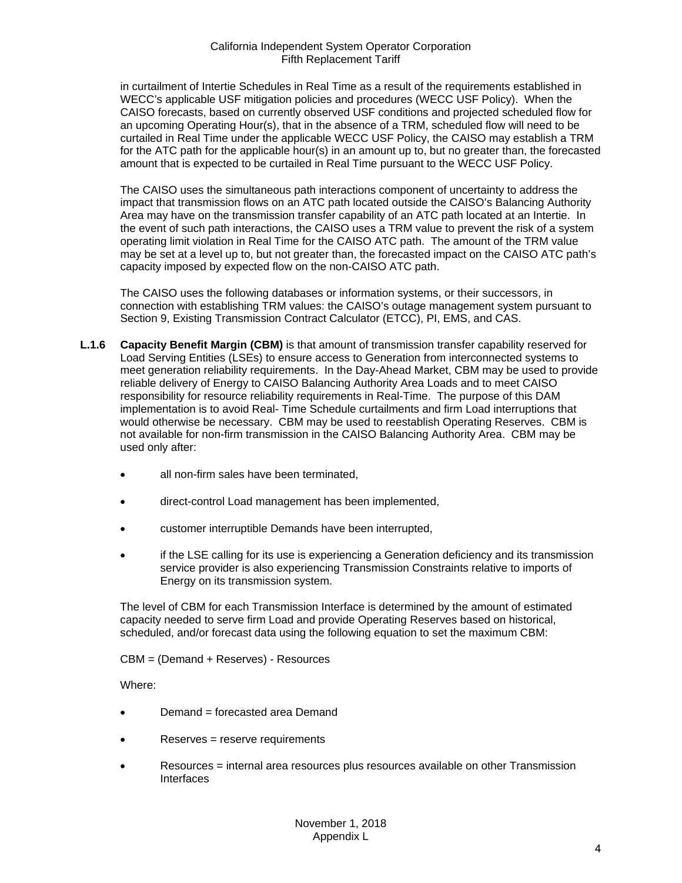in curtailment of Intertie Schedules in Real Time as a result of the requirements established in WECC's applicable USF mitigation policies and procedures (WECC USF Policy). When the CAISO forecasts, based on currently observed USF conditions and projected scheduled flow for an upcoming Operating Hour(s), that in the absence of a TRM, scheduled flow will need to be curtailed in Real Time under the applicable WECC USF Policy, the CAISO may establish a TRM for the ATC path for the applicable hour(s) in an amount up to, but no greater than, the forecasted amount that is expected to be curtailed in Real Time pursuant to the WECC USF Policy.

The CAISO uses the simultaneous path interactions component of uncertainty to address the impact that transmission flows on an ATC path located outside the CAISO's Balancing Authority Area may have on the transmission transfer capability of an ATC path located at an Intertie. In the event of such path interactions, the CAISO uses a TRM value to prevent the risk of a system operating limit violation in Real Time for the CAISO ATC path. The amount of the TRM value may be set at a level up to, but not greater than, the forecasted impact on the CAISO ATC path's capacity imposed by expected flow on the non-CAISO ATC path.

The CAISO uses the following databases or information systems, or their successors, in connection with establishing TRM values: the CAISO's outage management system pursuant to Section 9, Existing Transmission Contract Calculator (ETCC), PI, EMS, and CAS.

**L.1.6 Capacity Benefit Margin (CBM)** is that amount of transmission transfer capability reserved for Load Serving Entities (LSEs) to ensure access to Generation from interconnected systems to meet generation reliability requirements. In the Day-Ahead Market, CBM may be used to provide reliable delivery of Energy to CAISO Balancing Authority Area Loads and to meet CAISO responsibility for resource reliability requirements in Real-Time. The purpose of this DAM implementation is to avoid Real- Time Schedule curtailments and firm Load interruptions that would otherwise be necessary. CBM may be used to reestablish Operating Reserves. CBM is not available for non-firm transmission in the CAISO Balancing Authority Area. CBM may be used only after:

- all non-firm sales have been terminated,
- direct-control Load management has been implemented,
- customer interruptible Demands have been interrupted,
- if the LSE calling for its use is experiencing a Generation deficiency and its transmission service provider is also experiencing Transmission Constraints relative to imports of Energy on its transmission system.

The level of CBM for each Transmission Interface is determined by the amount of estimated capacity needed to serve firm Load and provide Operating Reserves based on historical, scheduled, and/or forecast data using the following equation to set the maximum CBM:

CBM = (Demand + Reserves) - Resources

Where:

- Demand = forecasted area Demand
- Reserves = reserve requirements
- Resources = internal area resources plus resources available on other Transmission Interfaces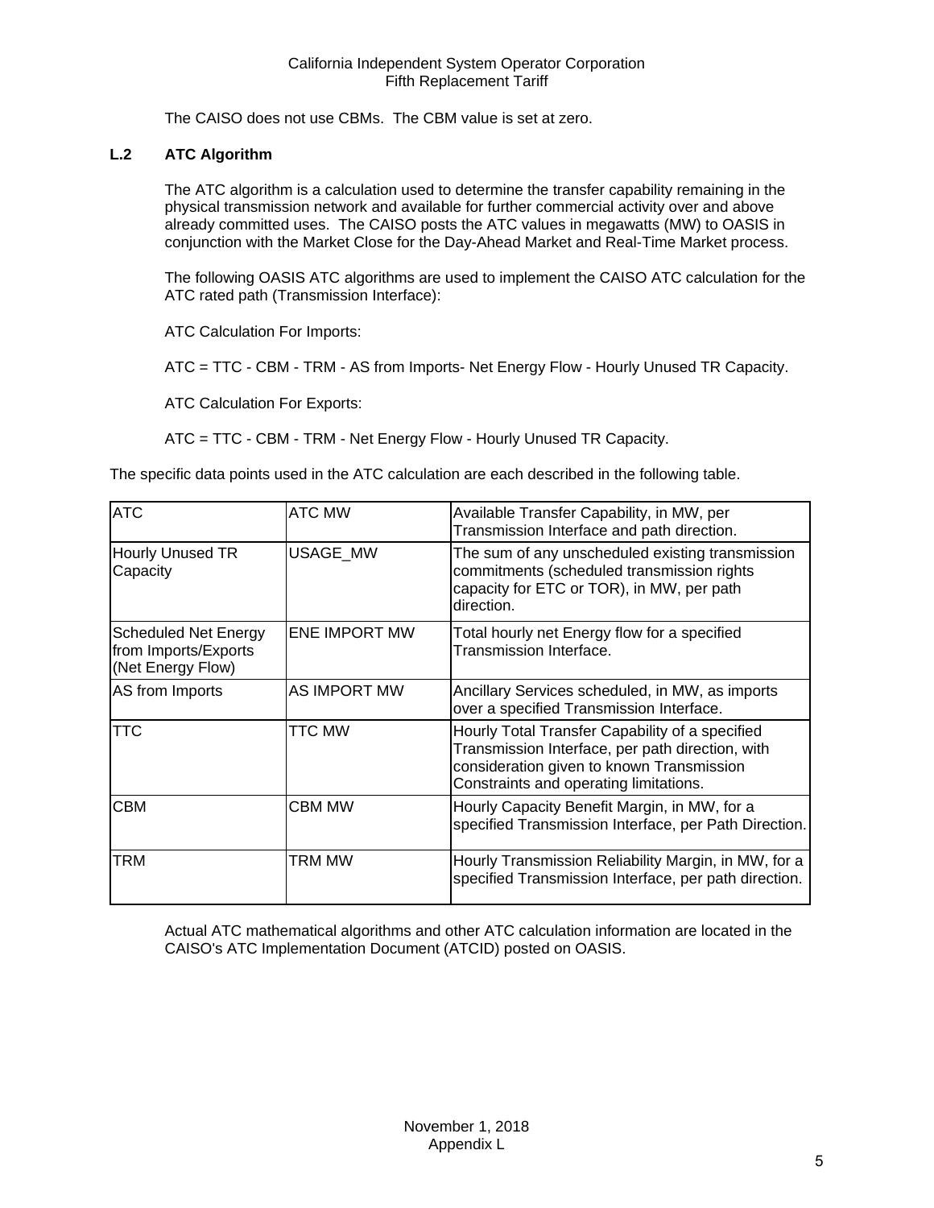The CAISO does not use CBMs. The CBM value is set at zero.

### L.2 ATC Algorithm

The ATC algorithm is a calculation used to determine the transfer capability remaining in the physical transmission network and available for further commercial activity over and above already committed uses. The CAISO posts the ATC values in megawatts (MW) to OASIS in conjunction with the Market Close for the Day-Ahead Market and Real-Time Market process.

The following OASIS ATC algorithms are used to implement the CAISO ATC calculation for the ATC rated path (Transmission Interface):

ATC Calculation For Imports:

ATC = TTC - CBM - TRM - AS from Imports- Net Energy Flow - Hourly Unused TR Capacity.

ATC Calculation For Exports:

ATC = TTC - CBM - TRM - Net Energy Flow - Hourly Unused TR Capacity.

The specific data points used in the ATC calculation are each described in the following table.

| | | |
|---|---|---|
| ATC | ATC MW | Available Transfer Capability, in MW, per Transmission Interface and path direction. |
| Hourly Unused TR Capacity | USAGE_MW | The sum of any unscheduled existing transmission commitments (scheduled transmission rights capacity for ETC or TOR), in MW, per path direction. |
| Scheduled Net Energy from Imports/Exports (Net Energy Flow) | ENE IMPORT MW | Total hourly net Energy flow for a specified Transmission Interface. |
| AS from Imports | AS IMPORT MW | Ancillary Services scheduled, in MW, as imports over a specified Transmission Interface. |
| TTC | TTC MW | Hourly Total Transfer Capability of a specified Transmission Interface, per path direction, with consideration given to known Transmission Constraints and operating limitations. |
| CBM | CBM MW | Hourly Capacity Benefit Margin, in MW, for a specified Transmission Interface, per Path Direction. |
| TRM | TRM MW | Hourly Transmission Reliability Margin, in MW, for a specified Transmission Interface, per path direction. |

Actual ATC mathematical algorithms and other ATC calculation information are located in the CAISO's ATC Implementation Document (ATCID) posted on OASIS.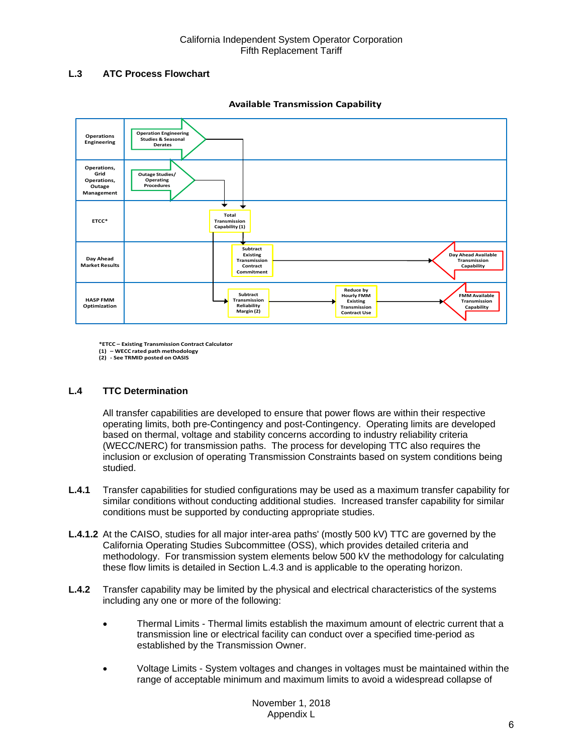## L.3 ATC Process Flowchart

**Available Transmission Capability**

| | |
|---|---|
| Operations Engineering | Operation Engineering Studies & Seasonal Derates |
| Operations, Grid Operations, Outage Management | Outage Studies/ Operating Procedures |
| ETCC* | Total Transmission Capability (1) |
| Day Ahead Market Results | Subtract Existing Transmission Contract Commitment → Day Ahead Available Transmission Capability |
| HASP FMM Optimization | Subtract Transmission Reliability Margin (2) → Reduce by Hourly FMM Existing Transmission Contract Use → FMM Available Transmission Capability |

*ETCC – Existing Transmission Contract Calculator
(1) – WECC rated path methodology
(2) - See TRMID posted on OASIS

## L.4 TTC Determination

All transfer capabilities are developed to ensure that power flows are within their respective operating limits, both pre-Contingency and post-Contingency. Operating limits are developed based on thermal, voltage and stability concerns according to industry reliability criteria (WECC/NERC) for transmission paths. The process for developing TTC also requires the inclusion or exclusion of operating Transmission Constraints based on system conditions being studied.

**L.4.1** Transfer capabilities for studied configurations may be used as a maximum transfer capability for similar conditions without conducting additional studies. Increased transfer capability for similar conditions must be supported by conducting appropriate studies.

**L.4.1.2** At the CAISO, studies for all major inter-area paths' (mostly 500 kV) TTC are governed by the California Operating Studies Subcommittee (OSS), which provides detailed criteria and methodology. For transmission system elements below 500 kV the methodology for calculating these flow limits is detailed in Section L.4.3 and is applicable to the operating horizon.

**L.4.2** Transfer capability may be limited by the physical and electrical characteristics of the systems including any one or more of the following:

- Thermal Limits - Thermal limits establish the maximum amount of electric current that a transmission line or electrical facility can conduct over a specified time-period as established by the Transmission Owner.
- Voltage Limits - System voltages and changes in voltages must be maintained within the range of acceptable minimum and maximum limits to avoid a widespread collapse of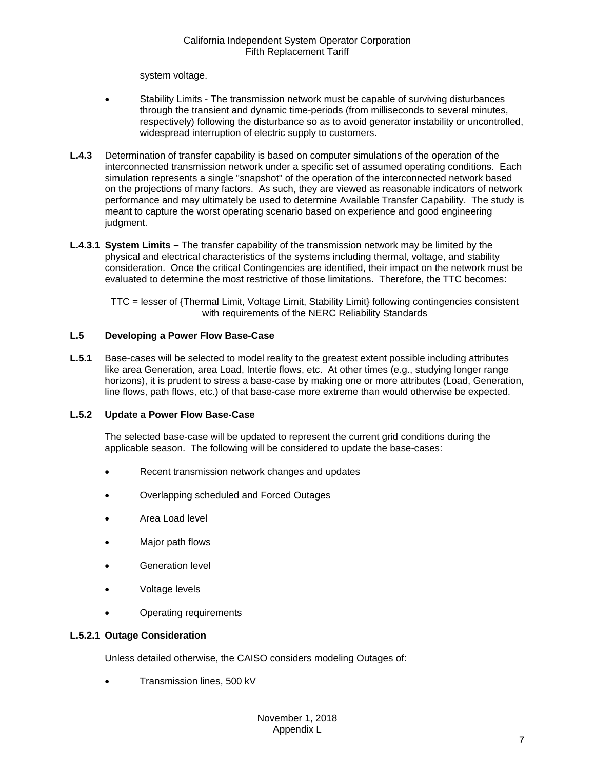system voltage.

- Stability Limits - The transmission network must be capable of surviving disturbances through the transient and dynamic time-periods (from milliseconds to several minutes, respectively) following the disturbance so as to avoid generator instability or uncontrolled, widespread interruption of electric supply to customers.

**L.4.3** Determination of transfer capability is based on computer simulations of the operation of the interconnected transmission network under a specific set of assumed operating conditions. Each simulation represents a single "snapshot" of the operation of the interconnected network based on the projections of many factors. As such, they are viewed as reasonable indicators of network performance and may ultimately be used to determine Available Transfer Capability. The study is meant to capture the worst operating scenario based on experience and good engineering judgment.

**L.4.3.1 System Limits –** The transfer capability of the transmission network may be limited by the physical and electrical characteristics of the systems including thermal, voltage, and stability consideration. Once the critical Contingencies are identified, their impact on the network must be evaluated to determine the most restrictive of those limitations. Therefore, the TTC becomes:

TTC = lesser of {Thermal Limit, Voltage Limit, Stability Limit} following contingencies consistent with requirements of the NERC Reliability Standards

### L.5 Developing a Power Flow Base-Case

**L.5.1** Base-cases will be selected to model reality to the greatest extent possible including attributes like area Generation, area Load, Intertie flows, etc. At other times (e.g., studying longer range horizons), it is prudent to stress a base-case by making one or more attributes (Load, Generation, line flows, path flows, etc.) of that base-case more extreme than would otherwise be expected.

### L.5.2 Update a Power Flow Base-Case

The selected base-case will be updated to represent the current grid conditions during the applicable season. The following will be considered to update the base-cases:

- Recent transmission network changes and updates
- Overlapping scheduled and Forced Outages
- Area Load level
- Major path flows
- Generation level
- Voltage levels
- Operating requirements

#### L.5.2.1 Outage Consideration

Unless detailed otherwise, the CAISO considers modeling Outages of:

- Transmission lines, 500 kV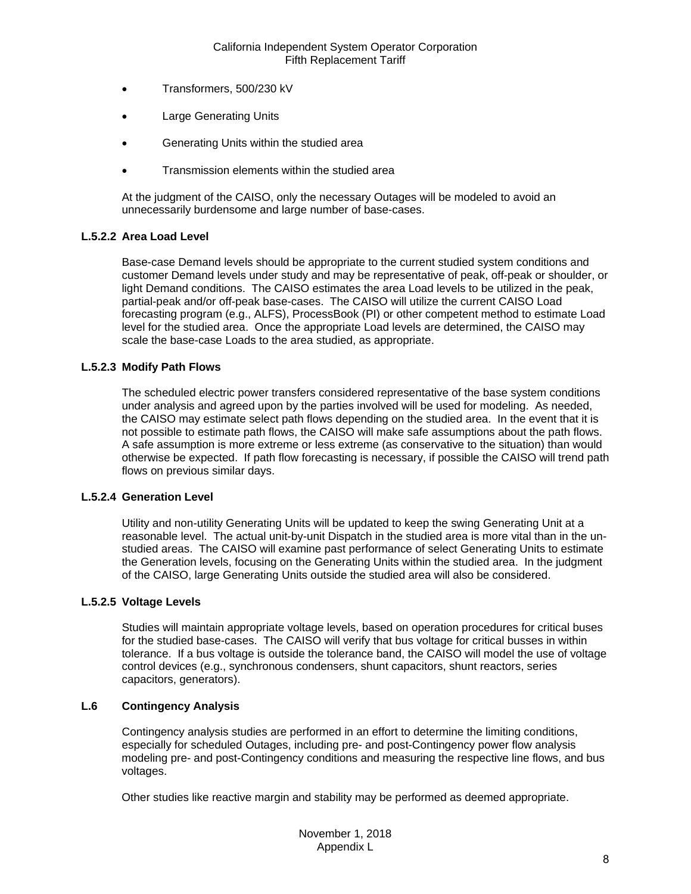- Transformers, 500/230 kV
- Large Generating Units
- Generating Units within the studied area
- Transmission elements within the studied area

At the judgment of the CAISO, only the necessary Outages will be modeled to avoid an unnecessarily burdensome and large number of base-cases.

#### L.5.2.2 Area Load Level

Base-case Demand levels should be appropriate to the current studied system conditions and customer Demand levels under study and may be representative of peak, off-peak or shoulder, or light Demand conditions. The CAISO estimates the area Load levels to be utilized in the peak, partial-peak and/or off-peak base-cases. The CAISO will utilize the current CAISO Load forecasting program (e.g., ALFS), ProcessBook (PI) or other competent method to estimate Load level for the studied area. Once the appropriate Load levels are determined, the CAISO may scale the base-case Loads to the area studied, as appropriate.

#### L.5.2.3 Modify Path Flows

The scheduled electric power transfers considered representative of the base system conditions under analysis and agreed upon by the parties involved will be used for modeling. As needed, the CAISO may estimate select path flows depending on the studied area. In the event that it is not possible to estimate path flows, the CAISO will make safe assumptions about the path flows. A safe assumption is more extreme or less extreme (as conservative to the situation) than would otherwise be expected. If path flow forecasting is necessary, if possible the CAISO will trend path flows on previous similar days.

#### L.5.2.4 Generation Level

Utility and non-utility Generating Units will be updated to keep the swing Generating Unit at a reasonable level. The actual unit-by-unit Dispatch in the studied area is more vital than in the un-studied areas. The CAISO will examine past performance of select Generating Units to estimate the Generation levels, focusing on the Generating Units within the studied area. In the judgment of the CAISO, large Generating Units outside the studied area will also be considered.

#### L.5.2.5 Voltage Levels

Studies will maintain appropriate voltage levels, based on operation procedures for critical buses for the studied base-cases. The CAISO will verify that bus voltage for critical busses in within tolerance. If a bus voltage is outside the tolerance band, the CAISO will model the use of voltage control devices (e.g., synchronous condensers, shunt capacitors, shunt reactors, series capacitors, generators).

## L.6 Contingency Analysis

Contingency analysis studies are performed in an effort to determine the limiting conditions, especially for scheduled Outages, including pre- and post-Contingency power flow analysis modeling pre- and post-Contingency conditions and measuring the respective line flows, and bus voltages.

Other studies like reactive margin and stability may be performed as deemed appropriate.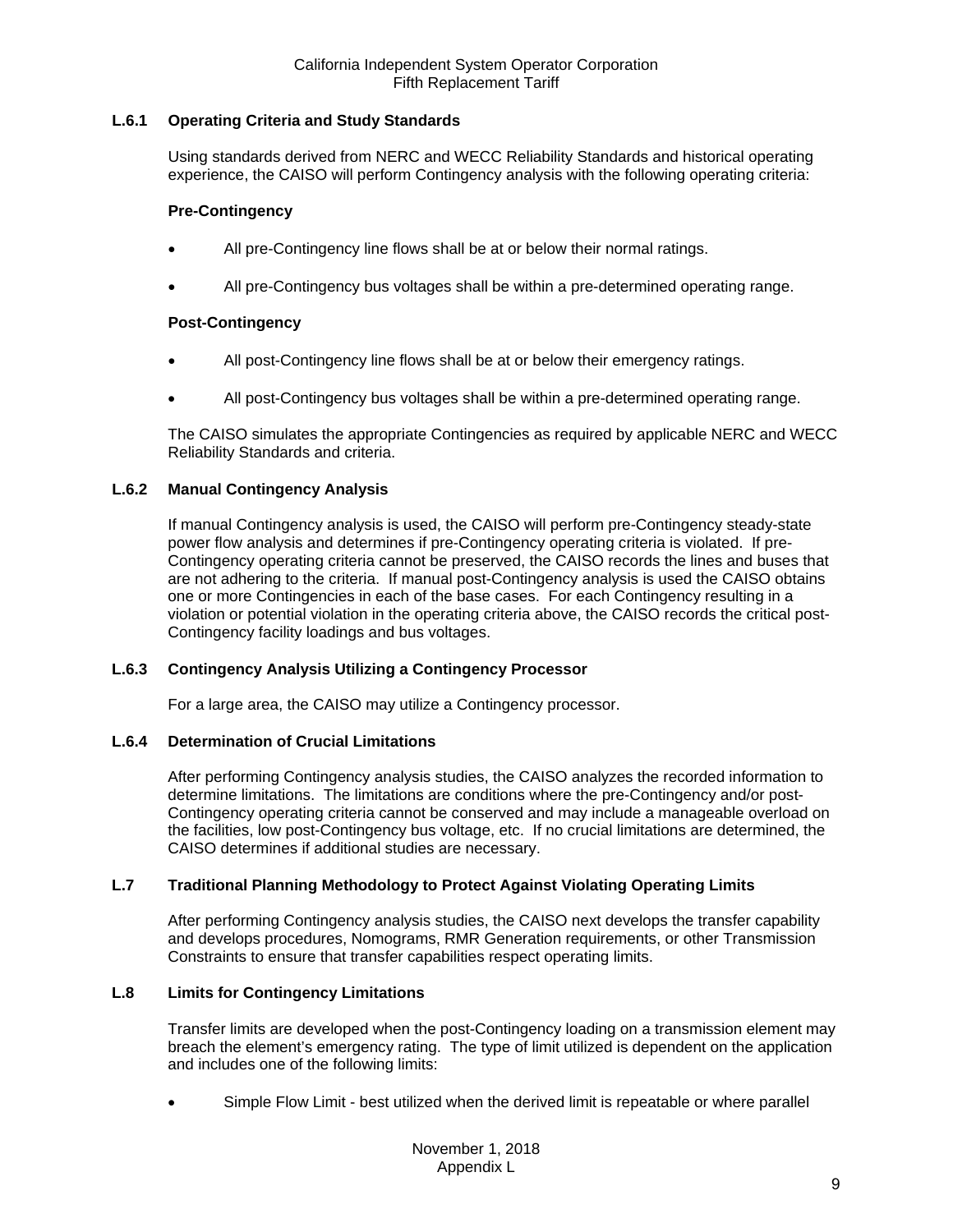### L.6.1 Operating Criteria and Study Standards

Using standards derived from NERC and WECC Reliability Standards and historical operating experience, the CAISO will perform Contingency analysis with the following operating criteria:

**Pre-Contingency**

- All pre-Contingency line flows shall be at or below their normal ratings.
- All pre-Contingency bus voltages shall be within a pre-determined operating range.

**Post-Contingency**

- All post-Contingency line flows shall be at or below their emergency ratings.
- All post-Contingency bus voltages shall be within a pre-determined operating range.

The CAISO simulates the appropriate Contingencies as required by applicable NERC and WECC Reliability Standards and criteria.

### L.6.2 Manual Contingency Analysis

If manual Contingency analysis is used, the CAISO will perform pre-Contingency steady-state power flow analysis and determines if pre-Contingency operating criteria is violated. If pre-Contingency operating criteria cannot be preserved, the CAISO records the lines and buses that are not adhering to the criteria. If manual post-Contingency analysis is used the CAISO obtains one or more Contingencies in each of the base cases. For each Contingency resulting in a violation or potential violation in the operating criteria above, the CAISO records the critical post-Contingency facility loadings and bus voltages.

### L.6.3 Contingency Analysis Utilizing a Contingency Processor

For a large area, the CAISO may utilize a Contingency processor.

### L.6.4 Determination of Crucial Limitations

After performing Contingency analysis studies, the CAISO analyzes the recorded information to determine limitations. The limitations are conditions where the pre-Contingency and/or post-Contingency operating criteria cannot be conserved and may include a manageable overload on the facilities, low post-Contingency bus voltage, etc. If no crucial limitations are determined, the CAISO determines if additional studies are necessary.

## L.7 Traditional Planning Methodology to Protect Against Violating Operating Limits

After performing Contingency analysis studies, the CAISO next develops the transfer capability and develops procedures, Nomograms, RMR Generation requirements, or other Transmission Constraints to ensure that transfer capabilities respect operating limits.

## L.8 Limits for Contingency Limitations

Transfer limits are developed when the post-Contingency loading on a transmission element may breach the element's emergency rating. The type of limit utilized is dependent on the application and includes one of the following limits:

- Simple Flow Limit - best utilized when the derived limit is repeatable or where parallel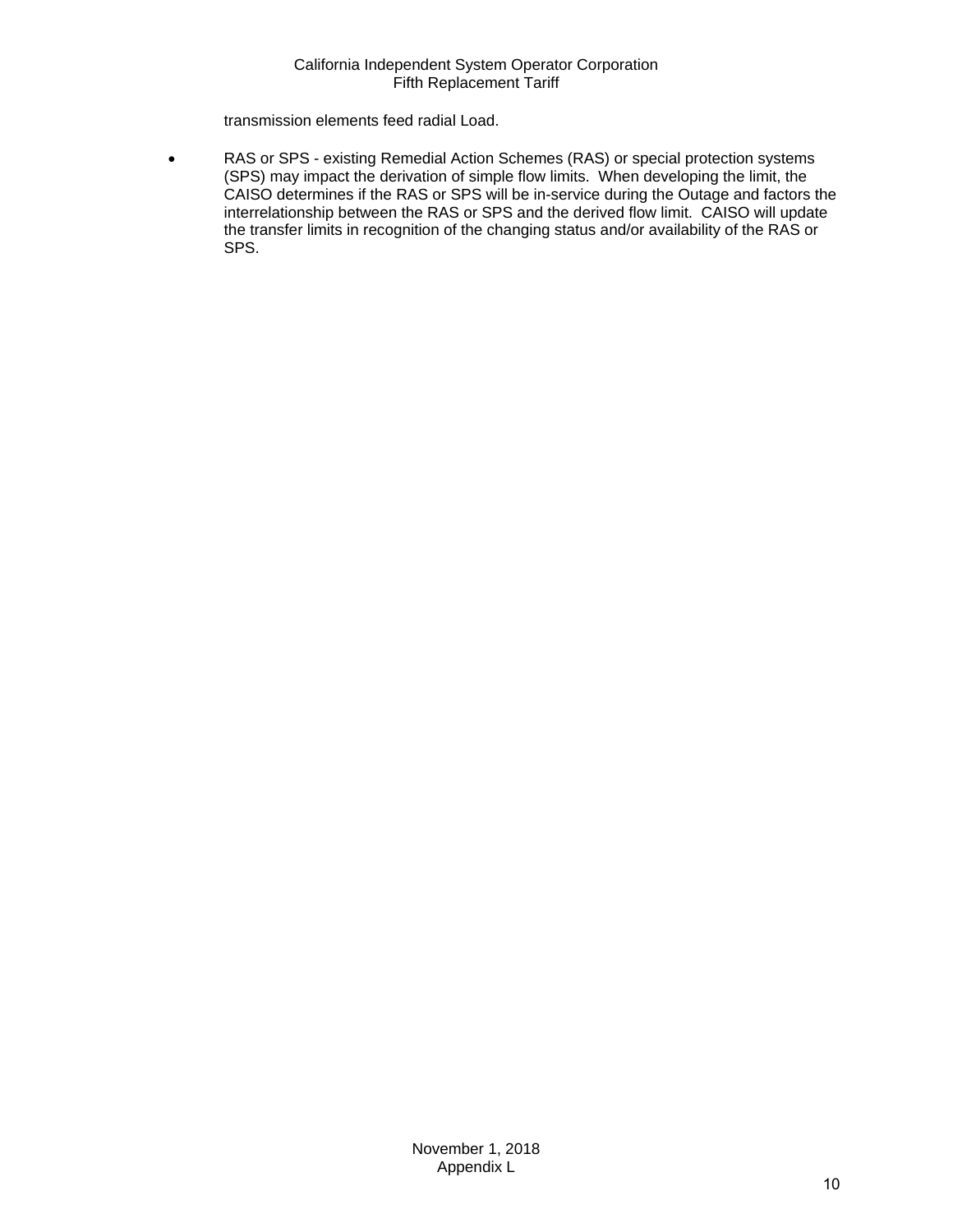transmission elements feed radial Load.

- RAS or SPS - existing Remedial Action Schemes (RAS) or special protection systems (SPS) may impact the derivation of simple flow limits. When developing the limit, the CAISO determines if the RAS or SPS will be in-service during the Outage and factors the interrelationship between the RAS or SPS and the derived flow limit. CAISO will update the transfer limits in recognition of the changing status and/or availability of the RAS or SPS.